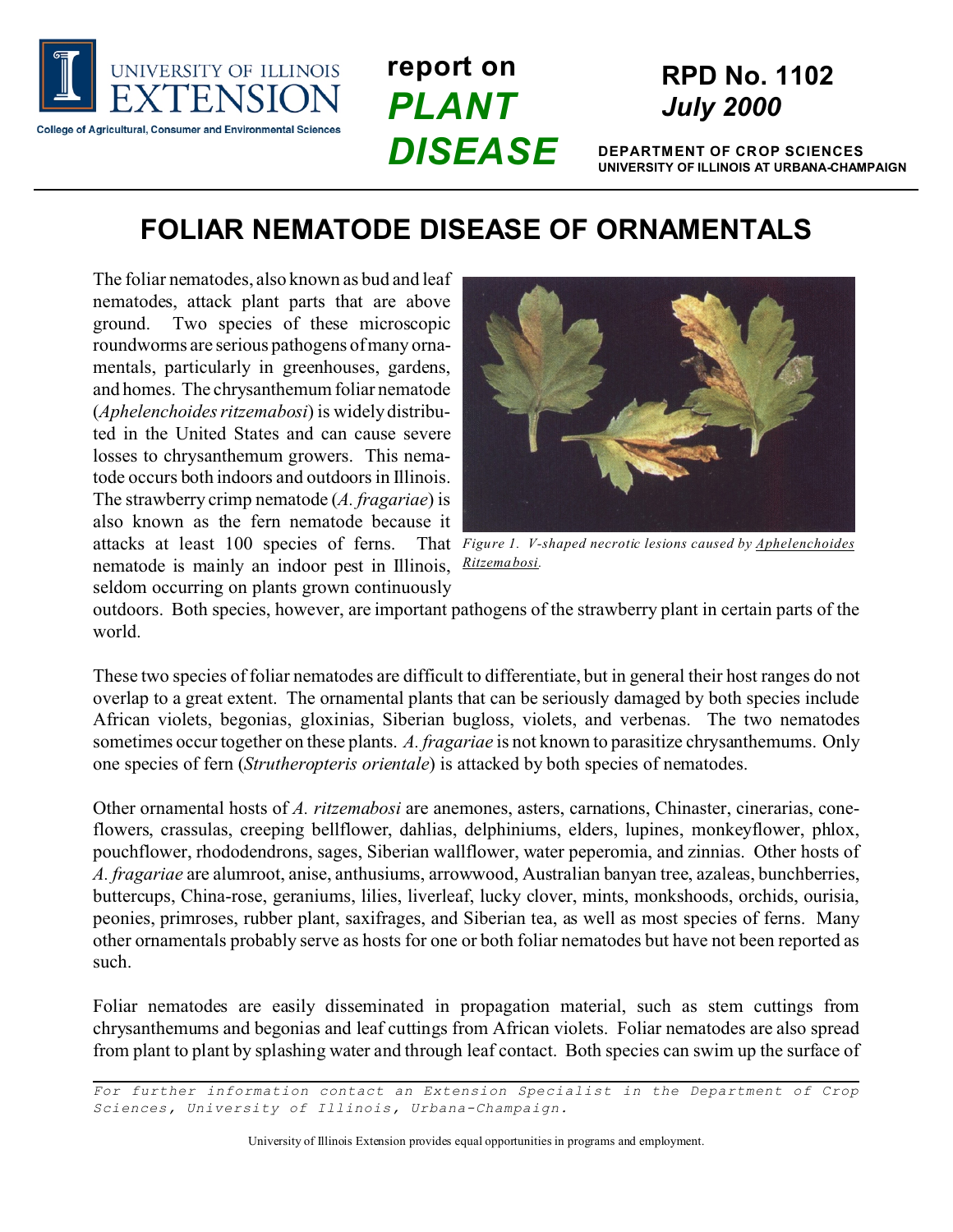University of Illinois Extension
College of Agricultural, Consumer and Environmental Sciences

report on **PLANT DISEASE**

**RPD No. 1102**
***July 2000***

**DEPARTMENT OF CROP SCIENCES**
**UNIVERSITY OF ILLINOIS AT URBANA-CHAMPAIGN**

# FOLIAR NEMATODE DISEASE OF ORNAMENTALS

The foliar nematodes, also known as bud and leaf nematodes, attack plant parts that are above ground. Two species of these microscopic roundworms are serious pathogens of many ornamentals, particularly in greenhouses, gardens, and homes. The chrysanthemum foliar nematode (*Aphelenchoides ritzemabosi*) is widely distributed in the United States and can cause severe losses to chrysanthemum growers. This nematode occurs both indoors and outdoors in Illinois. The strawberry crimp nematode (*A. fragariae*) is also known as the fern nematode because it attacks at least 100 species of ferns. That nematode is mainly an indoor pest in Illinois, seldom occurring on plants grown continuously outdoors. Both species, however, are important pathogens of the strawberry plant in certain parts of the world.

*Figure 1. V-shaped necrotic lesions caused by Aphelenchoides Ritzemabosi.*

These two species of foliar nematodes are difficult to differentiate, but in general their host ranges do not overlap to a great extent. The ornamental plants that can be seriously damaged by both species include African violets, begonias, gloxinias, Siberian bugloss, violets, and verbenas. The two nematodes sometimes occur together on these plants. *A. fragariae* is not known to parasitize chrysanthemums. Only one species of fern (*Strutheropteris orientale*) is attacked by both species of nematodes.

Other ornamental hosts of *A. ritzemabosi* are anemones, asters, carnations, Chinaster, cinerarias, coneflowers, crassulas, creeping bellflower, dahlias, delphiniums, elders, lupines, monkeyflower, phlox, pouchflower, rhododendrons, sages, Siberian wallflower, water peperomia, and zinnias. Other hosts of *A. fragariae* are alumroot, anise, anthusiums, arrowwood, Australian banyan tree, azaleas, bunchberries, buttercups, China-rose, geraniums, lilies, liverleaf, lucky clover, mints, monkshoods, orchids, ourisia, peonies, primroses, rubber plant, saxifrages, and Siberian tea, as well as most species of ferns. Many other ornamentals probably serve as hosts for one or both foliar nematodes but have not been reported as such.

Foliar nematodes are easily disseminated in propagation material, such as stem cuttings from chrysanthemums and begonias and leaf cuttings from African violets. Foliar nematodes are also spread from plant to plant by splashing water and through leaf contact. Both species can swim up the surface of

*For further information contact an Extension Specialist in the Department of Crop Sciences, University of Illinois, Urbana-Champaign.*

University of Illinois Extension provides equal opportunities in programs and employment.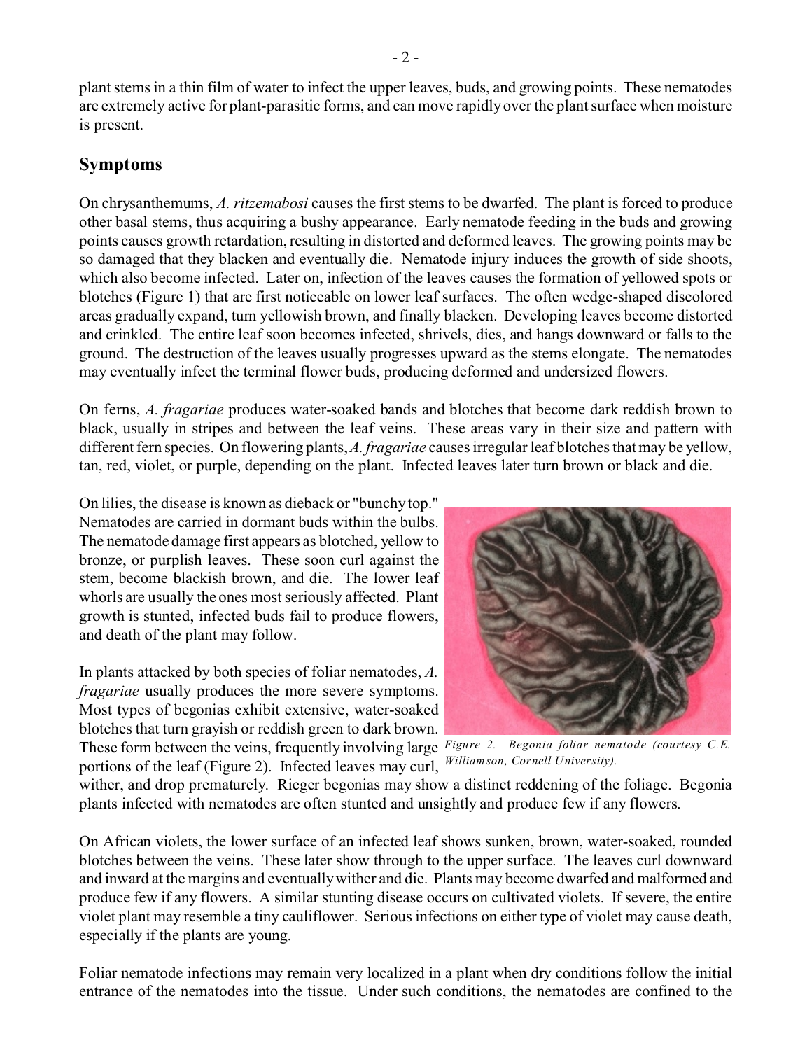plant stems in a thin film of water to infect the upper leaves, buds, and growing points. These nematodes are extremely active for plant-parasitic forms, and can move rapidly over the plant surface when moisture is present.

## Symptoms

On chrysanthemums, *A. ritzemabosi* causes the first stems to be dwarfed. The plant is forced to produce other basal stems, thus acquiring a bushy appearance. Early nematode feeding in the buds and growing points causes growth retardation, resulting in distorted and deformed leaves. The growing points may be so damaged that they blacken and eventually die. Nematode injury induces the growth of side shoots, which also become infected. Later on, infection of the leaves causes the formation of yellowed spots or blotches (Figure 1) that are first noticeable on lower leaf surfaces. The often wedge-shaped discolored areas gradually expand, turn yellowish brown, and finally blacken. Developing leaves become distorted and crinkled. The entire leaf soon becomes infected, shrivels, dies, and hangs downward or falls to the ground. The destruction of the leaves usually progresses upward as the stems elongate. The nematodes may eventually infect the terminal flower buds, producing deformed and undersized flowers.

On ferns, *A. fragariae* produces water-soaked bands and blotches that become dark reddish brown to black, usually in stripes and between the leaf veins. These areas vary in their size and pattern with different fern species. On flowering plants, *A. fragariae* causes irregular leaf blotches that may be yellow, tan, red, violet, or purple, depending on the plant. Infected leaves later turn brown or black and die.

On lilies, the disease is known as dieback or "bunchy top." Nematodes are carried in dormant buds within the bulbs. The nematode damage first appears as blotched, yellow to bronze, or purplish leaves. These soon curl against the stem, become blackish brown, and die. The lower leaf whorls are usually the ones most seriously affected. Plant growth is stunted, infected buds fail to produce flowers, and death of the plant may follow.

In plants attacked by both species of foliar nematodes, *A. fragariae* usually produces the more severe symptoms. Most types of begonias exhibit extensive, water-soaked blotches that turn grayish or reddish green to dark brown. These form between the veins, frequently involving large portions of the leaf (Figure 2). Infected leaves may curl, wither, and drop prematurely. Rieger begonias may show a distinct reddening of the foliage. Begonia plants infected with nematodes are often stunted and unsightly and produce few if any flowers.

*Figure 2. Begonia foliar nematode (courtesy C.E. Williamson, Cornell University).*

On African violets, the lower surface of an infected leaf shows sunken, brown, water-soaked, rounded blotches between the veins. These later show through to the upper surface. The leaves curl downward and inward at the margins and eventually wither and die. Plants may become dwarfed and malformed and produce few if any flowers. A similar stunting disease occurs on cultivated violets. If severe, the entire violet plant may resemble a tiny cauliflower. Serious infections on either type of violet may cause death, especially if the plants are young.

Foliar nematode infections may remain very localized in a plant when dry conditions follow the initial entrance of the nematodes into the tissue. Under such conditions, the nematodes are confined to the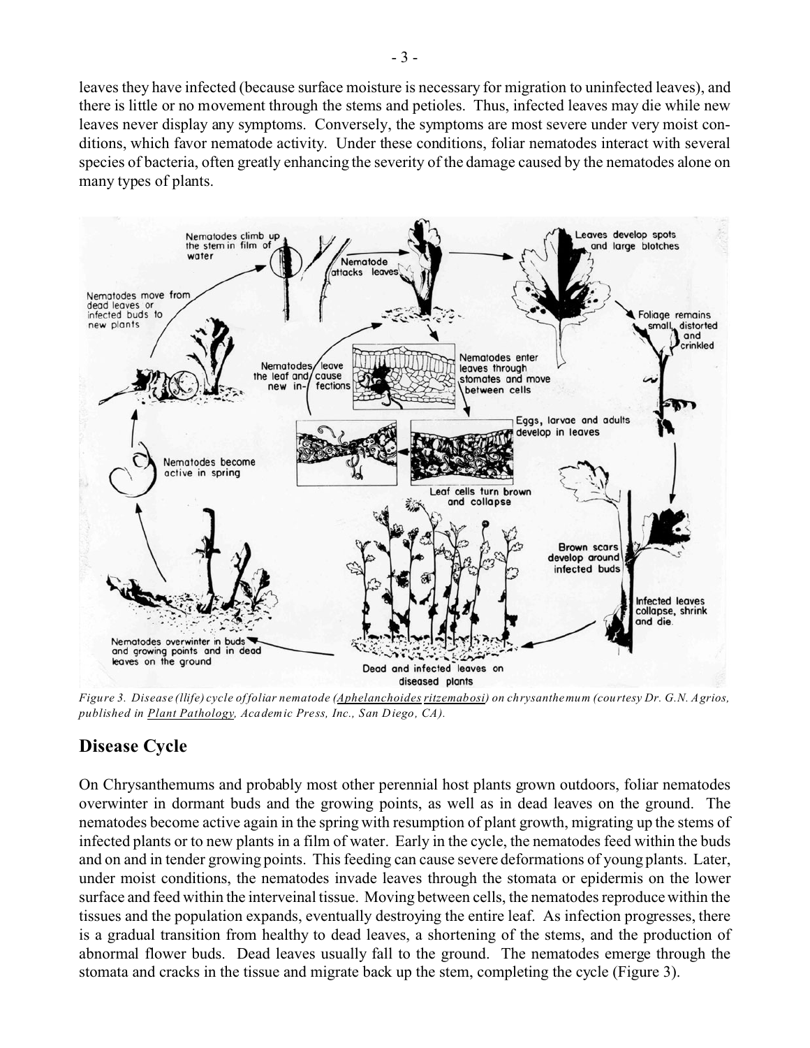leaves they have infected (because surface moisture is necessary for migration to uninfected leaves), and there is little or no movement through the stems and petioles. Thus, infected leaves may die while new leaves never display any symptoms. Conversely, the symptoms are most severe under very moist conditions, which favor nematode activity. Under these conditions, foliar nematodes interact with several species of bacteria, often greatly enhancing the severity of the damage caused by the nematodes alone on many types of plants.

*Figure 3. Disease (life) cycle of foliar nematode (Aphelanchoides ritzemabosi) on chrysanthemum (courtesy Dr. G.N. Agrios, published in Plant Pathology, Academic Press, Inc., San Diego, CA).*

## Disease Cycle

On Chrysanthemums and probably most other perennial host plants grown outdoors, foliar nematodes overwinter in dormant buds and the growing points, as well as in dead leaves on the ground. The nematodes become active again in the spring with resumption of plant growth, migrating up the stems of infected plants or to new plants in a film of water. Early in the cycle, the nematodes feed within the buds and on and in tender growing points. This feeding can cause severe deformations of young plants. Later, under moist conditions, the nematodes invade leaves through the stomata or epidermis on the lower surface and feed within the interveinal tissue. Moving between cells, the nematodes reproduce within the tissues and the population expands, eventually destroying the entire leaf. As infection progresses, there is a gradual transition from healthy to dead leaves, a shortening of the stems, and the production of abnormal flower buds. Dead leaves usually fall to the ground. The nematodes emerge through the stomata and cracks in the tissue and migrate back up the stem, completing the cycle (Figure 3).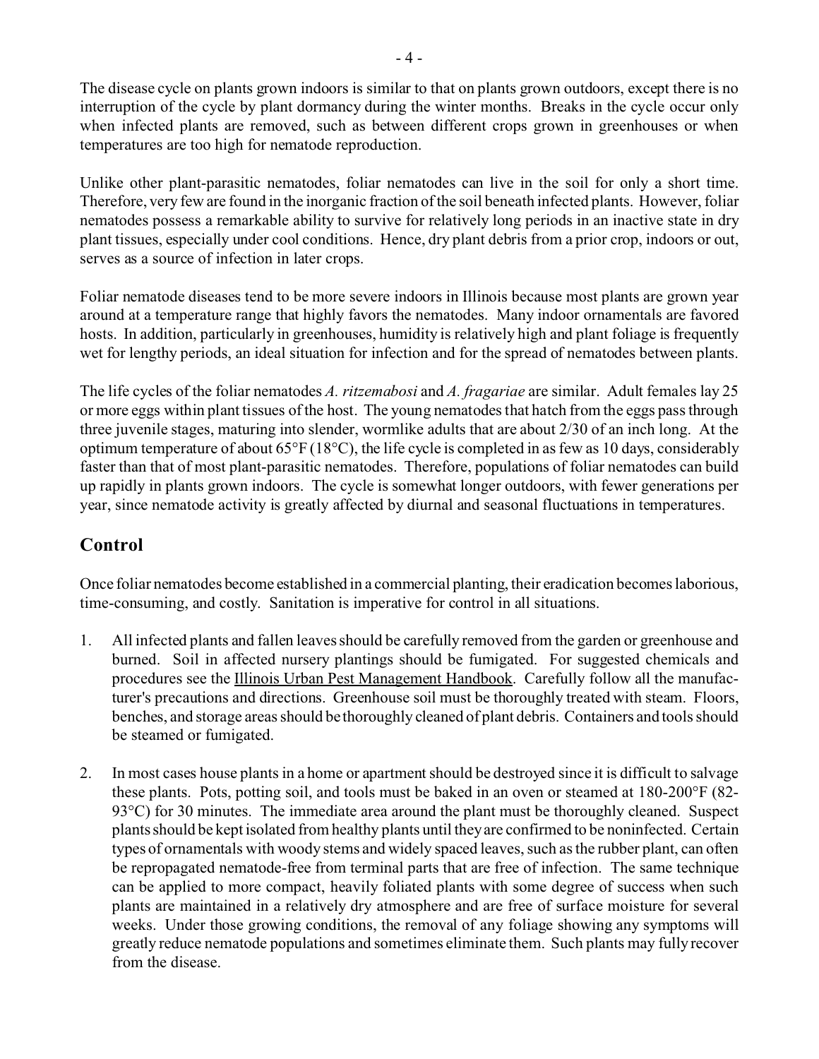The disease cycle on plants grown indoors is similar to that on plants grown outdoors, except there is no interruption of the cycle by plant dormancy during the winter months. Breaks in the cycle occur only when infected plants are removed, such as between different crops grown in greenhouses or when temperatures are too high for nematode reproduction.

Unlike other plant-parasitic nematodes, foliar nematodes can live in the soil for only a short time. Therefore, very few are found in the inorganic fraction of the soil beneath infected plants. However, foliar nematodes possess a remarkable ability to survive for relatively long periods in an inactive state in dry plant tissues, especially under cool conditions. Hence, dry plant debris from a prior crop, indoors or out, serves as a source of infection in later crops.

Foliar nematode diseases tend to be more severe indoors in Illinois because most plants are grown year around at a temperature range that highly favors the nematodes. Many indoor ornamentals are favored hosts. In addition, particularly in greenhouses, humidity is relatively high and plant foliage is frequently wet for lengthy periods, an ideal situation for infection and for the spread of nematodes between plants.

The life cycles of the foliar nematodes *A. ritzemabosi* and *A. fragariae* are similar. Adult females lay 25 or more eggs within plant tissues of the host. The young nematodes that hatch from the eggs pass through three juvenile stages, maturing into slender, wormlike adults that are about 2/30 of an inch long. At the optimum temperature of about 65°F (18°C), the life cycle is completed in as few as 10 days, considerably faster than that of most plant-parasitic nematodes. Therefore, populations of foliar nematodes can build up rapidly in plants grown indoors. The cycle is somewhat longer outdoors, with fewer generations per year, since nematode activity is greatly affected by diurnal and seasonal fluctuations in temperatures.

## Control

Once foliar nematodes become established in a commercial planting, their eradication becomes laborious, time-consuming, and costly. Sanitation is imperative for control in all situations.

1. All infected plants and fallen leaves should be carefully removed from the garden or greenhouse and burned. Soil in affected nursery plantings should be fumigated. For suggested chemicals and procedures see the Illinois Urban Pest Management Handbook. Carefully follow all the manufacturer's precautions and directions. Greenhouse soil must be thoroughly treated with steam. Floors, benches, and storage areas should be thoroughly cleaned of plant debris. Containers and tools should be steamed or fumigated.

2. In most cases house plants in a home or apartment should be destroyed since it is difficult to salvage these plants. Pots, potting soil, and tools must be baked in an oven or steamed at 180-200°F (82-93°C) for 30 minutes. The immediate area around the plant must be thoroughly cleaned. Suspect plants should be kept isolated from healthy plants until they are confirmed to be noninfected. Certain types of ornamentals with woody stems and widely spaced leaves, such as the rubber plant, can often be repropagated nematode-free from terminal parts that are free of infection. The same technique can be applied to more compact, heavily foliated plants with some degree of success when such plants are maintained in a relatively dry atmosphere and are free of surface moisture for several weeks. Under those growing conditions, the removal of any foliage showing any symptoms will greatly reduce nematode populations and sometimes eliminate them. Such plants may fully recover from the disease.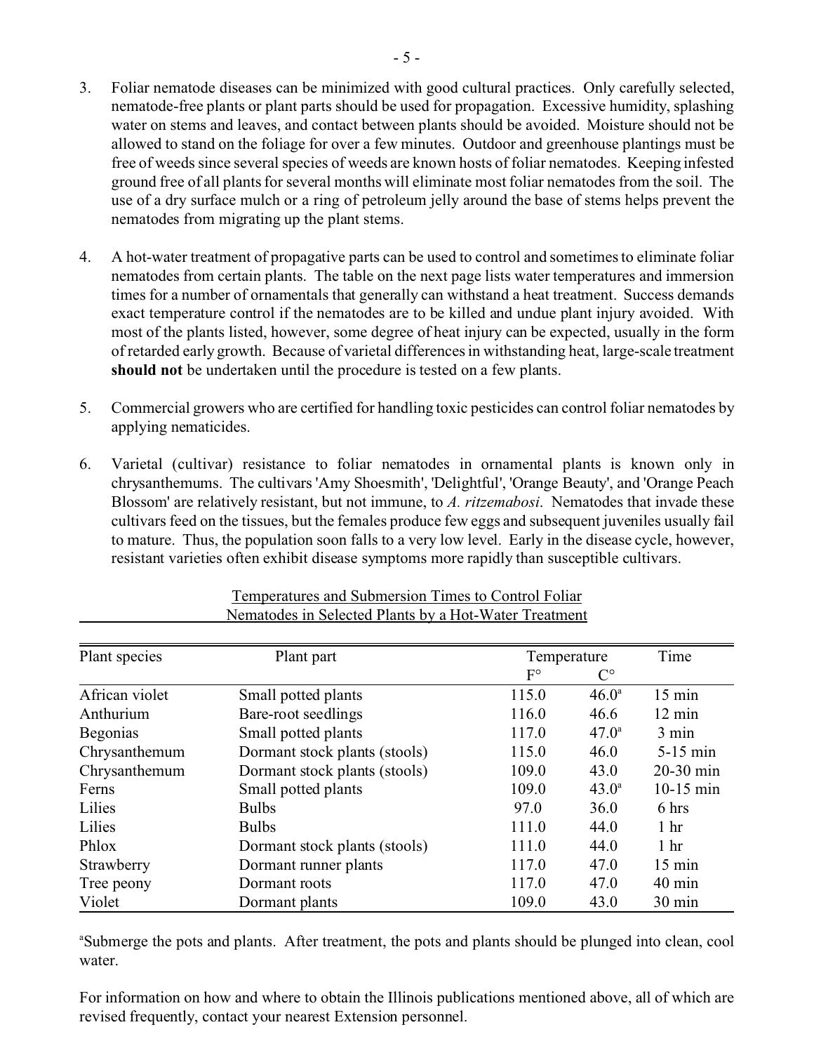3. Foliar nematode diseases can be minimized with good cultural practices. Only carefully selected, nematode-free plants or plant parts should be used for propagation. Excessive humidity, splashing water on stems and leaves, and contact between plants should be avoided. Moisture should not be allowed to stand on the foliage for over a few minutes. Outdoor and greenhouse plantings must be free of weeds since several species of weeds are known hosts of foliar nematodes. Keeping infested ground free of all plants for several months will eliminate most foliar nematodes from the soil. The use of a dry surface mulch or a ring of petroleum jelly around the base of stems helps prevent the nematodes from migrating up the plant stems.

4. A hot-water treatment of propagative parts can be used to control and sometimes to eliminate foliar nematodes from certain plants. The table on the next page lists water temperatures and immersion times for a number of ornamentals that generally can withstand a heat treatment. Success demands exact temperature control if the nematodes are to be killed and undue plant injury avoided. With most of the plants listed, however, some degree of heat injury can be expected, usually in the form of retarded early growth. Because of varietal differences in withstanding heat, large-scale treatment **should not** be undertaken until the procedure is tested on a few plants.

5. Commercial growers who are certified for handling toxic pesticides can control foliar nematodes by applying nematicides.

6. Varietal (cultivar) resistance to foliar nematodes in ornamental plants is known only in chrysanthemums. The cultivars 'Amy Shoesmith', 'Delightful', 'Orange Beauty', and 'Orange Peach Blossom' are relatively resistant, but not immune, to *A. ritzemabosi*. Nematodes that invade these cultivars feed on the tissues, but the females produce few eggs and subsequent juveniles usually fail to mature. Thus, the population soon falls to a very low level. Early in the disease cycle, however, resistant varieties often exhibit disease symptoms more rapidly than susceptible cultivars.

Temperatures and Submersion Times to Control Foliar Nematodes in Selected Plants by a Hot-Water Treatment

| Plant species | Plant part | Temperature F° | Temperature C° | Time |
|---|---|---|---|---|
| African violet | Small potted plants | 115.0 | 46.0[a] | 15 min |
| Anthurium | Bare-root seedlings | 116.0 | 46.6 | 12 min |
| Begonias | Small potted plants | 117.0 | 47.0[a] | 3 min |
| Chrysanthemum | Dormant stock plants (stools) | 115.0 | 46.0 | 5-15 min |
| Chrysanthemum | Dormant stock plants (stools) | 109.0 | 43.0 | 20-30 min |
| Ferns | Small potted plants | 109.0 | 43.0[a] | 10-15 min |
| Lilies | Bulbs | 97.0 | 36.0 | 6 hrs |
| Lilies | Bulbs | 111.0 | 44.0 | 1 hr |
| Phlox | Dormant stock plants (stools) | 111.0 | 44.0 | 1 hr |
| Strawberry | Dormant runner plants | 117.0 | 47.0 | 15 min |
| Tree peony | Dormant roots | 117.0 | 47.0 | 40 min |
| Violet | Dormant plants | 109.0 | 43.0 | 30 min |

[a]Submerge the pots and plants. After treatment, the pots and plants should be plunged into clean, cool water.

For information on how and where to obtain the Illinois publications mentioned above, all of which are revised frequently, contact your nearest Extension personnel.